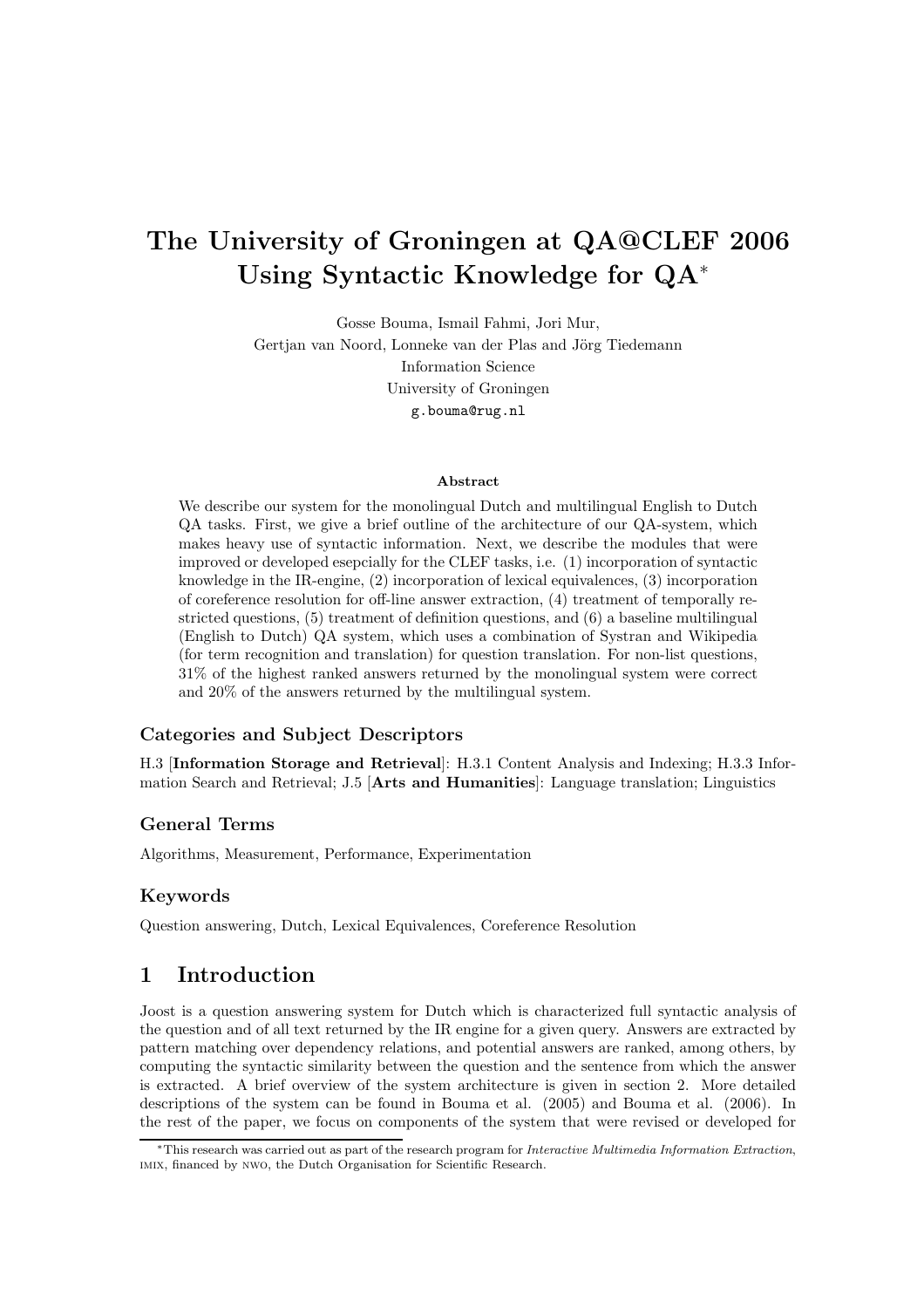# The University of Groningen at QA@CLEF 2006 Using Syntactic Knowledge for QA*

Gosse Bouma, Ismail Fahmi, Jori Mur,
Gertjan van Noord, Lonneke van der Plas and Jörg Tiedemann
Information Science
University of Groningen
g.bouma@rug.nl

### Abstract

We describe our system for the monolingual Dutch and multilingual English to Dutch QA tasks. First, we give a brief outline of the architecture of our QA-system, which makes heavy use of syntactic information. Next, we describe the modules that were improved or developed esepcially for the CLEF tasks, i.e. (1) incorporation of syntactic knowledge in the IR-engine, (2) incorporation of lexical equivalences, (3) incorporation of coreference resolution for off-line answer extraction, (4) treatment of temporally restricted questions, (5) treatment of definition questions, and (6) a baseline multilingual (English to Dutch) QA system, which uses a combination of Systran and Wikipedia (for term recognition and translation) for question translation. For non-list questions, 31% of the highest ranked answers returned by the monolingual system were correct and 20% of the answers returned by the multilingual system.

### Categories and Subject Descriptors

H.3 [**Information Storage and Retrieval**]: H.3.1 Content Analysis and Indexing; H.3.3 Information Search and Retrieval; J.5 [**Arts and Humanities**]: Language translation; Linguistics

### General Terms

Algorithms, Measurement, Performance, Experimentation

### Keywords

Question answering, Dutch, Lexical Equivalences, Coreference Resolution

## 1 Introduction

Joost is a question answering system for Dutch which is characterized full syntactic analysis of the question and of all text returned by the IR engine for a given query. Answers are extracted by pattern matching over dependency relations, and potential answers are ranked, among others, by computing the syntactic similarity between the question and the sentence from which the answer is extracted. A brief overview of the system architecture is given in section 2. More detailed descriptions of the system can be found in Bouma et al. (2005) and Bouma et al. (2006). In the rest of the paper, we focus on components of the system that were revised or developed for

*This research was carried out as part of the research program for *Interactive Multimedia Information Extraction*, IMIX, financed by NWO, the Dutch Organisation for Scientific Research.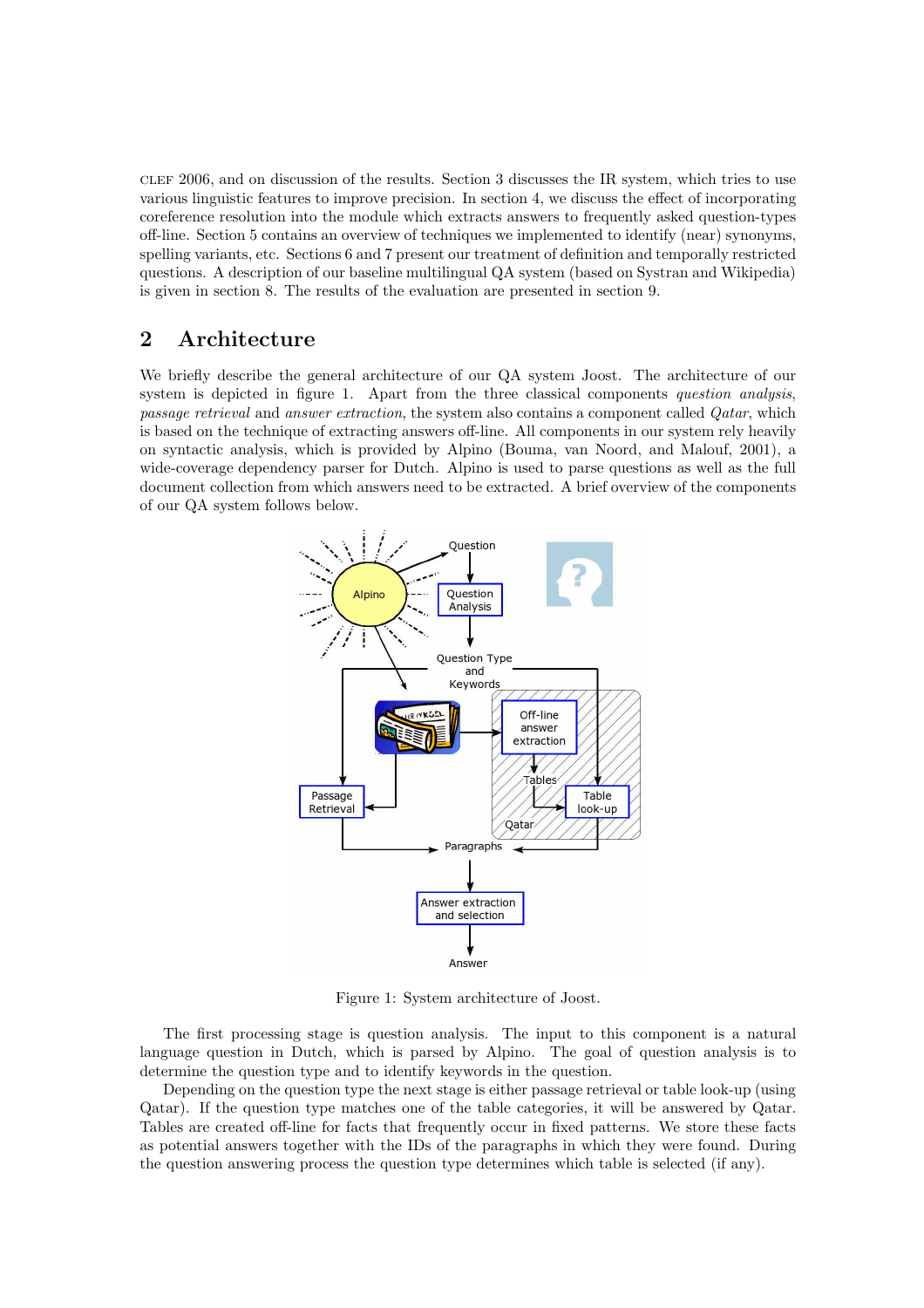CLEF 2006, and on discussion of the results. Section 3 discusses the IR system, which tries to use various linguistic features to improve precision. In section 4, we discuss the effect of incorporating coreference resolution into the module which extracts answers to frequently asked question-types off-line. Section 5 contains an overview of techniques we implemented to identify (near) synonyms, spelling variants, etc. Sections 6 and 7 present our treatment of definition and temporally restricted questions. A description of our baseline multilingual QA system (based on Systran and Wikipedia) is given in section 8. The results of the evaluation are presented in section 9.

## 2 Architecture

We briefly describe the general architecture of our QA system Joost. The architecture of our system is depicted in figure 1. Apart from the three classical components *question analysis*, *passage retrieval* and *answer extraction*, the system also contains a component called *Qatar*, which is based on the technique of extracting answers off-line. All components in our system rely heavily on syntactic analysis, which is provided by Alpino (Bouma, van Noord, and Malouf, 2001), a wide-coverage dependency parser for Dutch. Alpino is used to parse questions as well as the full document collection from which answers need to be extracted. A brief overview of the components of our QA system follows below.

Figure 1: System architecture of Joost.

The first processing stage is question analysis. The input to this component is a natural language question in Dutch, which is parsed by Alpino. The goal of question analysis is to determine the question type and to identify keywords in the question.

Depending on the question type the next stage is either passage retrieval or table look-up (using Qatar). If the question type matches one of the table categories, it will be answered by Qatar. Tables are created off-line for facts that frequently occur in fixed patterns. We store these facts as potential answers together with the IDs of the paragraphs in which they were found. During the question answering process the question type determines which table is selected (if any).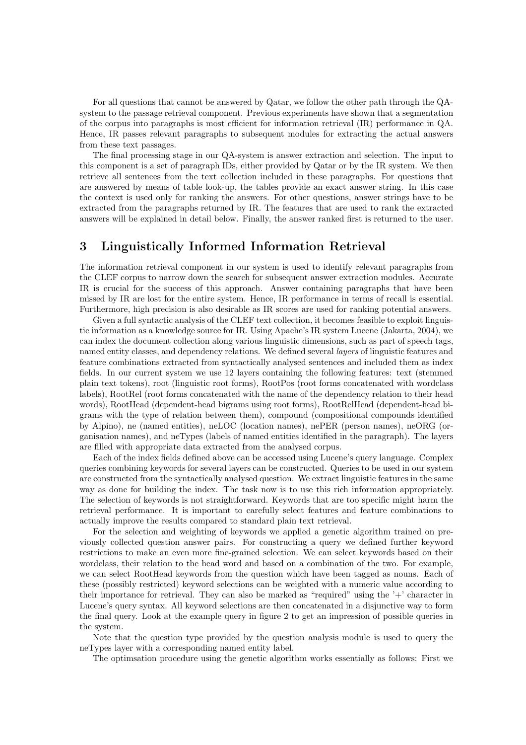For all questions that cannot be answered by Qatar, we follow the other path through the QA-system to the passage retrieval component. Previous experiments have shown that a segmentation of the corpus into paragraphs is most efficient for information retrieval (IR) performance in QA. Hence, IR passes relevant paragraphs to subsequent modules for extracting the actual answers from these text passages.

The final processing stage in our QA-system is answer extraction and selection. The input to this component is a set of paragraph IDs, either provided by Qatar or by the IR system. We then retrieve all sentences from the text collection included in these paragraphs. For questions that are answered by means of table look-up, the tables provide an exact answer string. In this case the context is used only for ranking the answers. For other questions, answer strings have to be extracted from the paragraphs returned by IR. The features that are used to rank the extracted answers will be explained in detail below. Finally, the answer ranked first is returned to the user.

## 3 Linguistically Informed Information Retrieval

The information retrieval component in our system is used to identify relevant paragraphs from the CLEF corpus to narrow down the search for subsequent answer extraction modules. Accurate IR is crucial for the success of this approach. Answer containing paragraphs that have been missed by IR are lost for the entire system. Hence, IR performance in terms of recall is essential. Furthermore, high precision is also desirable as IR scores are used for ranking potential answers.

Given a full syntactic analysis of the CLEF text collection, it becomes feasible to exploit linguistic information as a knowledge source for IR. Using Apache's IR system Lucene (Jakarta, 2004), we can index the document collection along various linguistic dimensions, such as part of speech tags, named entity classes, and dependency relations. We defined several *layers* of linguistic features and feature combinations extracted from syntactically analysed sentences and included them as index fields. In our current system we use 12 layers containing the following features: text (stemmed plain text tokens), root (linguistic root forms), RootPos (root forms concatenated with wordclass labels), RootRel (root forms concatenated with the name of the dependency relation to their head words), RootHead (dependent-head bigrams using root forms), RootRelHead (dependent-head bigrams with the type of relation between them), compound (compositional compounds identified by Alpino), ne (named entities), neLOC (location names), nePER (person names), neORG (organisation names), and neTypes (labels of named entities identified in the paragraph). The layers are filled with appropriate data extracted from the analysed corpus.

Each of the index fields defined above can be accessed using Lucene's query language. Complex queries combining keywords for several layers can be constructed. Queries to be used in our system are constructed from the syntactically analysed question. We extract linguistic features in the same way as done for building the index. The task now is to use this rich information appropriately. The selection of keywords is not straightforward. Keywords that are too specific might harm the retrieval performance. It is important to carefully select features and feature combinations to actually improve the results compared to standard plain text retrieval.

For the selection and weighting of keywords we applied a genetic algorithm trained on previously collected question answer pairs. For constructing a query we defined further keyword restrictions to make an even more fine-grained selection. We can select keywords based on their wordclass, their relation to the head word and based on a combination of the two. For example, we can select RootHead keywords from the question which have been tagged as nouns. Each of these (possibly restricted) keyword selections can be weighted with a numeric value according to their importance for retrieval. They can also be marked as "required" using the '+' character in Lucene's query syntax. All keyword selections are then concatenated in a disjunctive way to form the final query. Look at the example query in figure 2 to get an impression of possible queries in the system.

Note that the question type provided by the question analysis module is used to query the neTypes layer with a corresponding named entity label.

The optimsation procedure using the genetic algorithm works essentially as follows: First we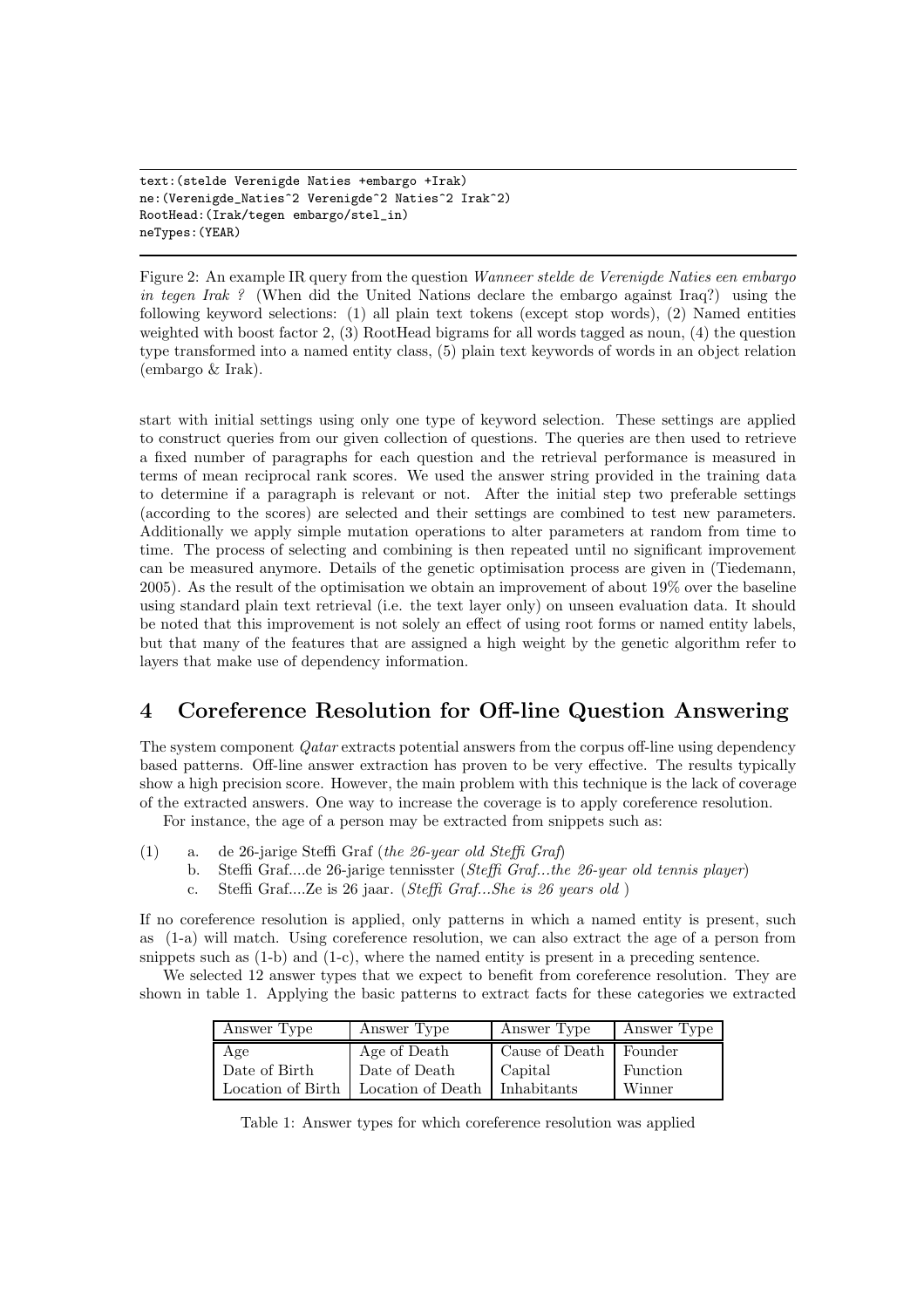```
text:(stelde Verenigde Naties +embargo +Irak)
ne:(Verenigde_Naties^2 Verenigde^2 Naties^2 Irak^2)
RootHead:(Irak/tegen embargo/stel_in)
neTypes:(YEAR)
```

Figure 2: An example IR query from the question *Wanneer stelde de Verenigde Naties een embargo in tegen Irak ?* (When did the United Nations declare the embargo against Iraq?) using the following keyword selections: (1) all plain text tokens (except stop words), (2) Named entities weighted with boost factor 2, (3) RootHead bigrams for all words tagged as noun, (4) the question type transformed into a named entity class, (5) plain text keywords of words in an object relation (embargo & Irak).

start with initial settings using only one type of keyword selection. These settings are applied to construct queries from our given collection of questions. The queries are then used to retrieve a fixed number of paragraphs for each question and the retrieval performance is measured in terms of mean reciprocal rank scores. We used the answer string provided in the training data to determine if a paragraph is relevant or not. After the initial step two preferable settings (according to the scores) are selected and their settings are combined to test new parameters. Additionally we apply simple mutation operations to alter parameters at random from time to time. The process of selecting and combining is then repeated until no significant improvement can be measured anymore. Details of the genetic optimisation process are given in (Tiedemann, 2005). As the result of the optimisation we obtain an improvement of about 19% over the baseline using standard plain text retrieval (i.e. the text layer only) on unseen evaluation data. It should be noted that this improvement is not solely an effect of using root forms or named entity labels, but that many of the features that are assigned a high weight by the genetic algorithm refer to layers that make use of dependency information.

## 4 Coreference Resolution for Off-line Question Answering

The system component *Qatar* extracts potential answers from the corpus off-line using dependency based patterns. Off-line answer extraction has proven to be very effective. The results typically show a high precision score. However, the main problem with this technique is the lack of coverage of the extracted answers. One way to increase the coverage is to apply coreference resolution.

For instance, the age of a person may be extracted from snippets such as:

(1) a. de 26-jarige Steffi Graf (*the 26-year old Steffi Graf*)
 b. Steffi Graf....de 26-jarige tennisster (*Steffi Graf...the 26-year old tennis player*)
 c. Steffi Graf....Ze is 26 jaar. (*Steffi Graf...She is 26 years old* )

If no coreference resolution is applied, only patterns in which a named entity is present, such as (1-a) will match. Using coreference resolution, we can also extract the age of a person from snippets such as (1-b) and (1-c), where the named entity is present in a preceding sentence.

We selected 12 answer types that we expect to benefit from coreference resolution. They are shown in table 1. Applying the basic patterns to extract facts for these categories we extracted

| Answer Type | Answer Type | Answer Type | Answer Type |
|---|---|---|---|
| Age | Age of Death | Cause of Death | Founder |
| Date of Birth | Date of Death | Capital | Function |
| Location of Birth | Location of Death | Inhabitants | Winner |

Table 1: Answer types for which coreference resolution was applied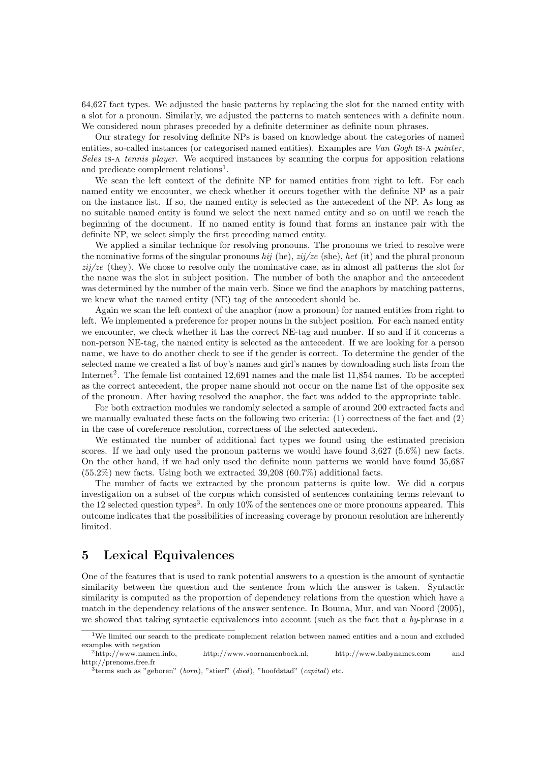64,627 fact types. We adjusted the basic patterns by replacing the slot for the named entity with a slot for a pronoun. Similarly, we adjusted the patterns to match sentences with a definite noun. We considered noun phrases preceded by a definite determiner as definite noun phrases.

Our strategy for resolving definite NPs is based on knowledge about the categories of named entities, so-called instances (or categorised named entities). Examples are *Van Gogh* IS-A *painter*, *Seles* IS-A *tennis player*. We acquired instances by scanning the corpus for apposition relations and predicate complement relations[1].

We scan the left context of the definite NP for named entities from right to left. For each named entity we encounter, we check whether it occurs together with the definite NP as a pair on the instance list. If so, the named entity is selected as the antecedent of the NP. As long as no suitable named entity is found we select the next named entity and so on until we reach the beginning of the document. If no named entity is found that forms an instance pair with the definite NP, we select simply the first preceding named entity.

We applied a similar technique for resolving pronouns. The pronouns we tried to resolve were the nominative forms of the singular pronouns *hij* (he), *zij/ze* (she), *het* (it) and the plural pronoun *zij/ze* (they). We chose to resolve only the nominative case, as in almost all patterns the slot for the name was the slot in subject position. The number of both the anaphor and the antecedent was determined by the number of the main verb. Since we find the anaphors by matching patterns, we knew what the named entity (NE) tag of the antecedent should be.

Again we scan the left context of the anaphor (now a pronoun) for named entities from right to left. We implemented a preference for proper nouns in the subject position. For each named entity we encounter, we check whether it has the correct NE-tag and number. If so and if it concerns a non-person NE-tag, the named entity is selected as the antecedent. If we are looking for a person name, we have to do another check to see if the gender is correct. To determine the gender of the selected name we created a list of boy's names and girl's names by downloading such lists from the Internet[2]. The female list contained 12,691 names and the male list 11,854 names. To be accepted as the correct antecedent, the proper name should not occur on the name list of the opposite sex of the pronoun. After having resolved the anaphor, the fact was added to the appropriate table.

For both extraction modules we randomly selected a sample of around 200 extracted facts and we manually evaluated these facts on the following two criteria: (1) correctness of the fact and (2) in the case of coreference resolution, correctness of the selected antecedent.

We estimated the number of additional fact types we found using the estimated precision scores. If we had only used the pronoun patterns we would have found 3,627 (5.6%) new facts. On the other hand, if we had only used the definite noun patterns we would have found 35,687 (55.2%) new facts. Using both we extracted 39,208 (60.7%) additional facts.

The number of facts we extracted by the pronoun patterns is quite low. We did a corpus investigation on a subset of the corpus which consisted of sentences containing terms relevant to the 12 selected question types[3]. In only 10% of the sentences one or more pronouns appeared. This outcome indicates that the possibilities of increasing coverage by pronoun resolution are inherently limited.

## 5 Lexical Equivalences

One of the features that is used to rank potential answers to a question is the amount of syntactic similarity between the question and the sentence from which the answer is taken. Syntactic similarity is computed as the proportion of dependency relations from the question which have a match in the dependency relations of the answer sentence. In Bouma, Mur, and van Noord (2005), we showed that taking syntactic equivalences into account (such as the fact that a *by*-phrase in a

---

[1] We limited our search to the predicate complement relation between named entities and a noun and excluded examples with negation

[2] http://www.namen.info, http://www.voornamenboek.nl, http://www.babynames.com and http://prenoms.free.fr

[3] terms such as "geboren" (*born*), "stierf" (*died*), "hoofdstad" (*capital*) etc.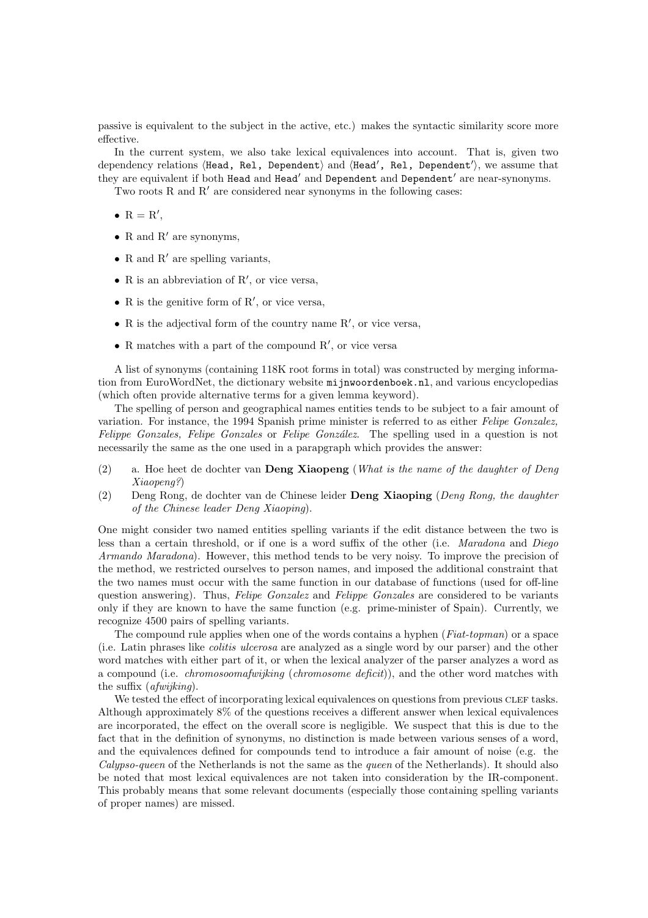passive is equivalent to the subject in the active, etc.) makes the syntactic similarity score more effective.

In the current system, we also take lexical equivalences into account. That is, given two dependency relations ⟨`Head, Rel, Dependent`⟩ and ⟨`Head′, Rel, Dependent′`⟩, we assume that they are equivalent if both `Head` and `Head′` and `Dependent` and `Dependent′` are near-synonyms.

Two roots R and R′ are considered near synonyms in the following cases:

- R = R′,
- R and R′ are synonyms,
- R and R′ are spelling variants,
- R is an abbreviation of R′, or vice versa,
- R is the genitive form of R′, or vice versa,
- R is the adjectival form of the country name R′, or vice versa,
- R matches with a part of the compound R′, or vice versa

A list of synonyms (containing 118K root forms in total) was constructed by merging information from EuroWordNet, the dictionary website `mijnwoordenboek.nl`, and various encyclopedias (which often provide alternative terms for a given lemma keyword).

The spelling of person and geographical names entities tends to be subject to a fair amount of variation. For instance, the 1994 Spanish prime minister is referred to as either *Felipe Gonzalez, Felippe Gonzales, Felipe Gonzales* or *Felipe González*. The spelling used in a question is not necessarily the same as the one used in a parapgraph which provides the answer:

(2) a. Hoe heet de dochter van **Deng Xiaopeng** (*What is the name of the daughter of Deng Xiaopeng?*)

(2) Deng Rong, de dochter van de Chinese leider **Deng Xiaoping** (*Deng Rong, the daughter of the Chinese leader Deng Xiaoping*).

One might consider two named entities spelling variants if the edit distance between the two is less than a certain threshold, or if one is a word suffix of the other (i.e. *Maradona* and *Diego Armando Maradona*). However, this method tends to be very noisy. To improve the precision of the method, we restricted ourselves to person names, and imposed the additional constraint that the two names must occur with the same function in our database of functions (used for off-line question answering). Thus, *Felipe Gonzalez* and *Felippe Gonzales* are considered to be variants only if they are known to have the same function (e.g. prime-minister of Spain). Currently, we recognize 4500 pairs of spelling variants.

The compound rule applies when one of the words contains a hyphen (*Fiat-topman*) or a space (i.e. Latin phrases like *colitis ulcerosa* are analyzed as a single word by our parser) and the other word matches with either part of it, or when the lexical analyzer of the parser analyzes a word as a compound (i.e. *chromosoomafwijking* (*chromosome deficit*)), and the other word matches with the suffix (*afwijking*).

We tested the effect of incorporating lexical equivalences on questions from previous CLEF tasks. Although approximately 8% of the questions receives a different answer when lexical equivalences are incorporated, the effect on the overall score is negligible. We suspect that this is due to the fact that in the definition of synonyms, no distinction is made between various senses of a word, and the equivalences defined for compounds tend to introduce a fair amount of noise (e.g. the *Calypso-queen* of the Netherlands is not the same as the *queen* of the Netherlands). It should also be noted that most lexical equivalences are not taken into consideration by the IR-component. This probably means that some relevant documents (especially those containing spelling variants of proper names) are missed.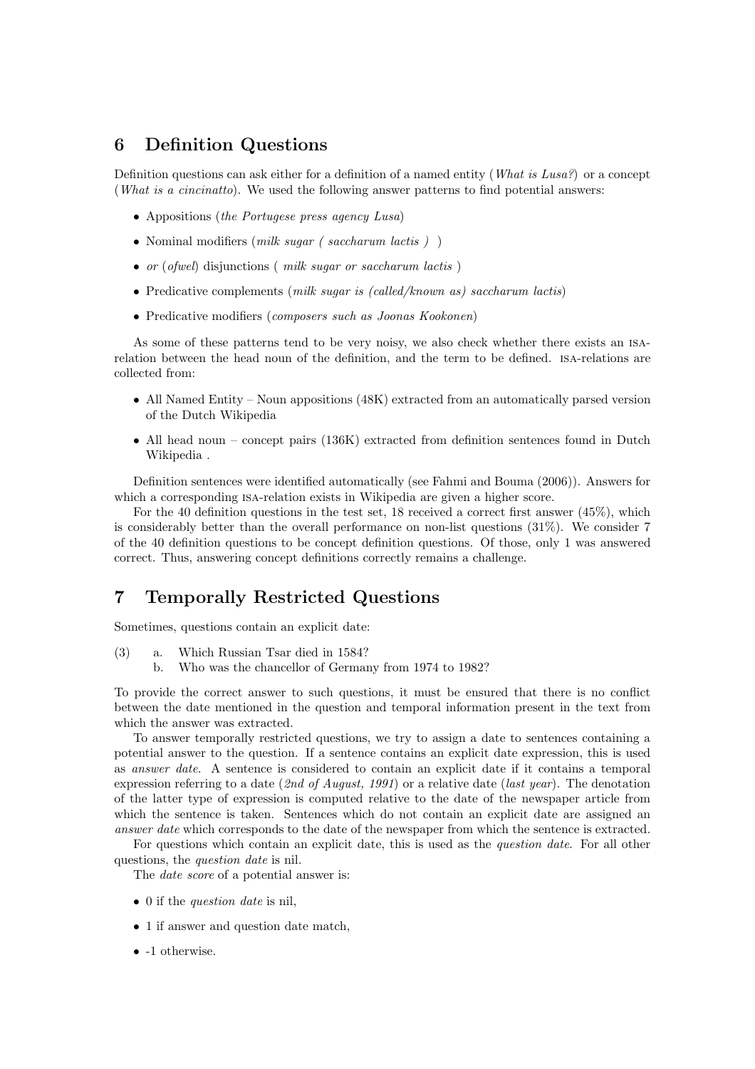## 6 Definition Questions

Definition questions can ask either for a definition of a named entity (*What is Lusa?*) or a concept (*What is a cincinatto*). We used the following answer patterns to find potential answers:

- Appositions (*the Portugese press agency Lusa*)
- Nominal modifiers (*milk sugar ( saccharum lactis )* )
- *or* (*ofwel*) disjunctions ( *milk sugar or saccharum lactis* )
- Predicative complements (*milk sugar is (called/known as) saccharum lactis*)
- Predicative modifiers (*composers such as Joonas Kookonen*)

As some of these patterns tend to be very noisy, we also check whether there exists an ISA-relation between the head noun of the definition, and the term to be defined. ISA-relations are collected from:

- All Named Entity – Noun appositions (48K) extracted from an automatically parsed version of the Dutch Wikipedia
- All head noun – concept pairs (136K) extracted from definition sentences found in Dutch Wikipedia .

Definition sentences were identified automatically (see Fahmi and Bouma (2006)). Answers for which a corresponding ISA-relation exists in Wikipedia are given a higher score.

For the 40 definition questions in the test set, 18 received a correct first answer (45%), which is considerably better than the overall performance on non-list questions (31%). We consider 7 of the 40 definition questions to be concept definition questions. Of those, only 1 was answered correct. Thus, answering concept definitions correctly remains a challenge.

## 7 Temporally Restricted Questions

Sometimes, questions contain an explicit date:

(3) a. Which Russian Tsar died in 1584?
    b. Who was the chancellor of Germany from 1974 to 1982?

To provide the correct answer to such questions, it must be ensured that there is no conflict between the date mentioned in the question and temporal information present in the text from which the answer was extracted.

To answer temporally restricted questions, we try to assign a date to sentences containing a potential answer to the question. If a sentence contains an explicit date expression, this is used as *answer date*. A sentence is considered to contain an explicit date if it contains a temporal expression referring to a date (*2nd of August, 1991*) or a relative date (*last year*). The denotation of the latter type of expression is computed relative to the date of the newspaper article from which the sentence is taken. Sentences which do not contain an explicit date are assigned an *answer date* which corresponds to the date of the newspaper from which the sentence is extracted.

For questions which contain an explicit date, this is used as the *question date*. For all other questions, the *question date* is nil.

The *date score* of a potential answer is:

- 0 if the *question date* is nil,
- 1 if answer and question date match,
- -1 otherwise.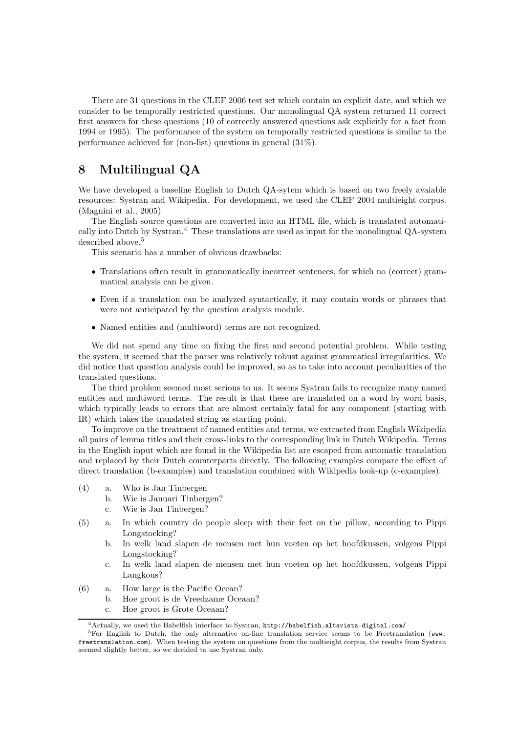There are 31 questions in the CLEF 2006 test set which contain an explicit date, and which we consider to be temporally restricted questions. Our monolingual QA system returned 11 correct first answers for these questions (10 of correctly answered questions ask explicitly for a fact from 1994 or 1995). The performance of the system on temporally restricted questions is similar to the performance achieved for (non-list) questions in general (31%).

## 8 Multilingual QA

We have developed a baseline English to Dutch QA-sytem which is based on two freely avaiable resources: Systran and Wikipedia. For development, we used the CLEF 2004 multieight corpus. (Magnini et al., 2005)

The English source questions are converted into an HTML file, which is translated automatically into Dutch by Systran.[4] These translations are used as input for the monolingual QA-system described above.[5]

This scenario has a number of obvious drawbacks:

- Translations often result in grammatically incorrect sentences, for which no (correct) grammatical analysis can be given.
- Even if a translation can be analyzed syntactically, it may contain words or phrases that were not anticipated by the question analysis module.
- Named entities and (multiword) terms are not recognized.

We did not spend any time on fixing the first and second potential problem. While testing the system, it seemed that the parser was relatively robust against grammatical irregularities. We did notice that question analysis could be improved, so as to take into account peculiarities of the translated questions.

The third problem seemed most serious to us. It seems Systran fails to recognize many named entities and multiword terms. The result is that these are translated on a word by word basis, which typically leads to errors that are almost certainly fatal for any component (starting with IR) which takes the translated string as starting point.

To improve on the treatment of named entities and terms, we extracted from English Wikipedia all pairs of lemma titles and their cross-links to the corresponding link in Dutch Wikipedia. Terms in the English input which are found in the Wikipedia list are escaped from automatic translation and replaced by their Dutch counterparts directly. The following examples compare the effect of direct translation (b-examples) and translation combined with Wikipedia look-up (c-examples).

(4)
  a. Who is Jan Tinbergen
  b. Wie is Januari Tinbergen?
  c. Wie is Jan Tinbergen?

(5)
  a. In which country do people sleep with their feet on the pillow, according to Pippi Longstocking?
  b. In welk land slapen de mensen met hun voeten op het hoofdkussen, volgens Pippi Longstocking?
  c. In welk land slapen de mensen met hun voeten op het hoofdkussen, volgens Pippi Langkous?

(6)
  a. How large is the Pacific Ocean?
  b. Hoe groot is de Vreedzame Oceaan?
  c. Hoe groot is Grote Oceaan?

---

[4] Actually, we used the Babelfish interface to Systran, `http://babelfish.altavista.digital.com/`

[5] For English to Dutch, the only alternative on-line translation service seems to be Freetranslation (`www.freetranslation.com`). When testing the system on questions from the multieight corpus, the results from Systran seemed slightly better, so we decided to use Systran only.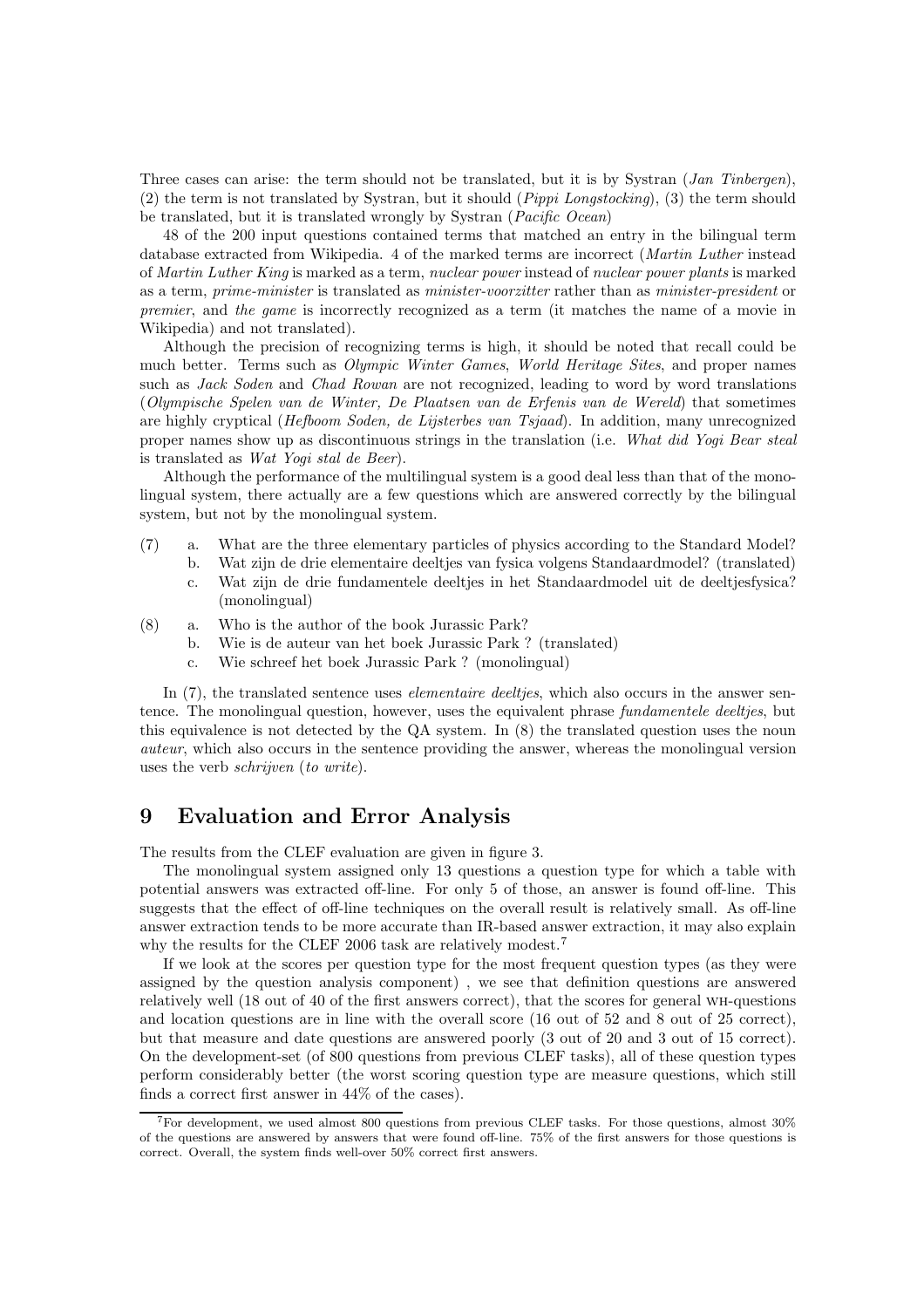Three cases can arise: the term should not be translated, but it is by Systran (*Jan Tinbergen*), (2) the term is not translated by Systran, but it should (*Pippi Longstocking*), (3) the term should be translated, but it is translated wrongly by Systran (*Pacific Ocean*)

48 of the 200 input questions contained terms that matched an entry in the bilingual term database extracted from Wikipedia. 4 of the marked terms are incorrect (*Martin Luther* instead of *Martin Luther King* is marked as a term, *nuclear power* instead of *nuclear power plants* is marked as a term, *prime-minister* is translated as *minister-voorzitter* rather than as *minister-president* or *premier*, and *the game* is incorrectly recognized as a term (it matches the name of a movie in Wikipedia) and not translated).

Although the precision of recognizing terms is high, it should be noted that recall could be much better. Terms such as *Olympic Winter Games*, *World Heritage Sites*, and proper names such as *Jack Soden* and *Chad Rowan* are not recognized, leading to word by word translations (*Olympische Spelen van de Winter, De Plaatsen van de Erfenis van de Wereld*) that sometimes are highly cryptical (*Hefboom Soden, de Lijsterbes van Tsjaad*). In addition, many unrecognized proper names show up as discontinuous strings in the translation (i.e. *What did Yogi Bear steal* is translated as *Wat Yogi stal de Beer*).

Although the performance of the multilingual system is a good deal less than that of the monolingual system, there actually are a few questions which are answered correctly by the bilingual system, but not by the monolingual system.

(7)
  a. What are the three elementary particles of physics according to the Standard Model?
  b. Wat zijn de drie elementaire deeltjes van fysica volgens Standaardmodel? (translated)
  c. Wat zijn de drie fundamentele deeltjes in het Standaardmodel uit de deeltjesfysica? (monolingual)

(8)
  a. Who is the author of the book Jurassic Park?
  b. Wie is de auteur van het boek Jurassic Park ? (translated)
  c. Wie schreef het boek Jurassic Park ? (monolingual)

In (7), the translated sentence uses *elementaire deeltjes*, which also occurs in the answer sentence. The monolingual question, however, uses the equivalent phrase *fundamentele deeltjes*, but this equivalence is not detected by the QA system. In (8) the translated question uses the noun *auteur*, which also occurs in the sentence providing the answer, whereas the monolingual version uses the verb *schrijven* (*to write*).

# 9 Evaluation and Error Analysis

The results from the CLEF evaluation are given in figure 3.

The monolingual system assigned only 13 questions a question type for which a table with potential answers was extracted off-line. For only 5 of those, an answer is found off-line. This suggests that the effect of off-line techniques on the overall result is relatively small. As off-line answer extraction tends to be more accurate than IR-based answer extraction, it may also explain why the results for the CLEF 2006 task are relatively modest.[7]

If we look at the scores per question type for the most frequent question types (as they were assigned by the question analysis component) , we see that definition questions are answered relatively well (18 out of 40 of the first answers correct), that the scores for general WH-questions and location questions are in line with the overall score (16 out of 52 and 8 out of 25 correct), but that measure and date questions are answered poorly (3 out of 20 and 3 out of 15 correct). On the development-set (of 800 questions from previous CLEF tasks), all of these question types perform considerably better (the worst scoring question type are measure questions, which still finds a correct first answer in 44% of the cases).

[7] For development, we used almost 800 questions from previous CLEF tasks. For those questions, almost 30% of the questions are answered by answers that were found off-line. 75% of the first answers for those questions is correct. Overall, the system finds well-over 50% correct first answers.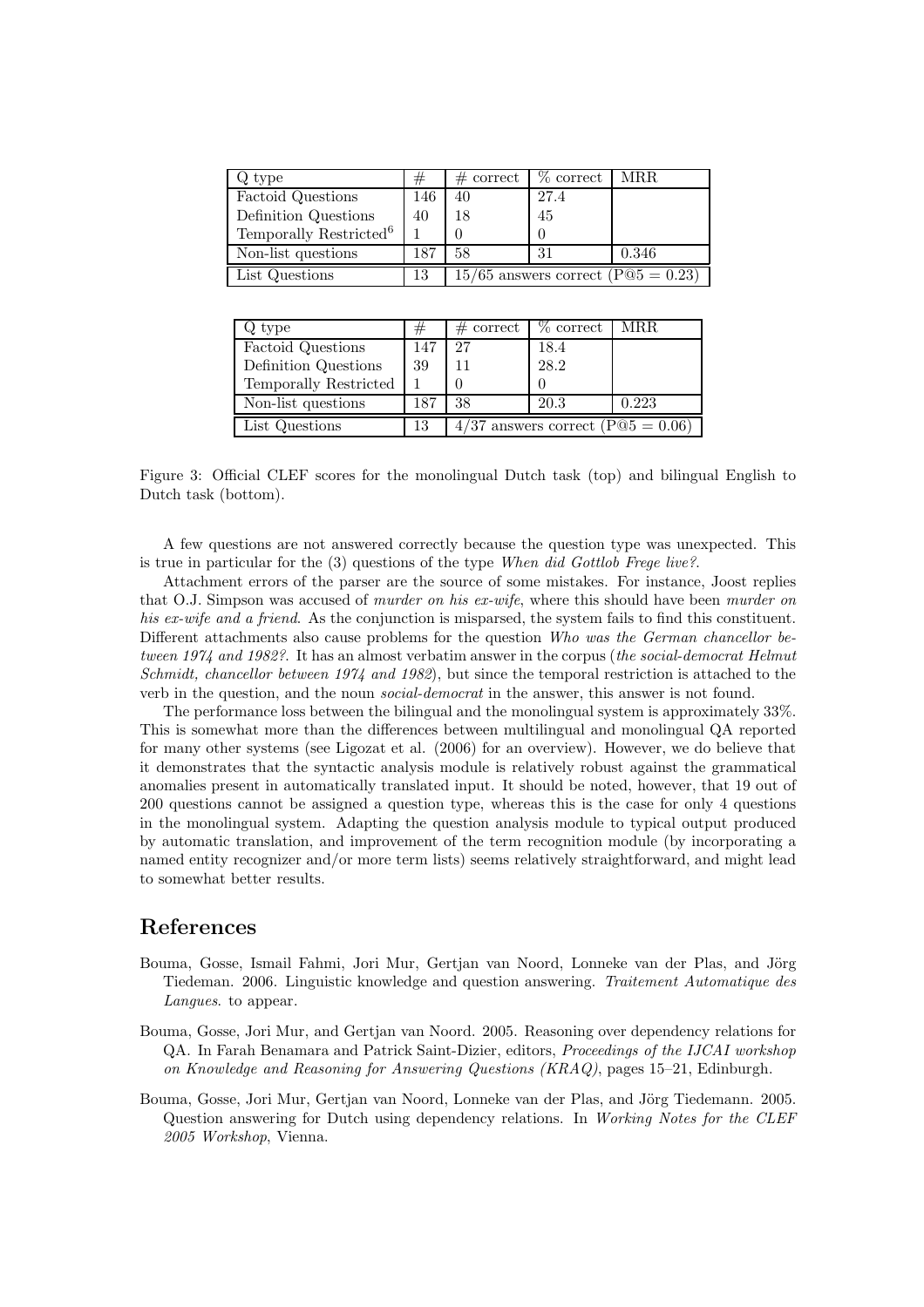| Q type | # | # correct | % correct | MRR |
|---|---|---|---|---|
| Factoid Questions | 146 | 40 | 27.4 | |
| Definition Questions | 40 | 18 | 45 | |
| Temporally Restricted[6] | 1 | 0 | 0 | |
| Non-list questions | 187 | 58 | 31 | 0.346 |
| List Questions | 13 | 15/65 answers correct (P@5 = 0.23) | | |

| Q type | # | # correct | % correct | MRR |
|---|---|---|---|---|
| Factoid Questions | 147 | 27 | 18.4 | |
| Definition Questions | 39 | 11 | 28.2 | |
| Temporally Restricted | 1 | 0 | 0 | |
| Non-list questions | 187 | 38 | 20.3 | 0.223 |
| List Questions | 13 | 4/37 answers correct (P@5 = 0.06) | | |

Figure 3: Official CLEF scores for the monolingual Dutch task (top) and bilingual English to Dutch task (bottom).

A few questions are not answered correctly because the question type was unexpected. This is true in particular for the (3) questions of the type *When did Gottlob Frege live?*.

Attachment errors of the parser are the source of some mistakes. For instance, Joost replies that O.J. Simpson was accused of *murder on his ex-wife*, where this should have been *murder on his ex-wife and a friend*. As the conjunction is misparsed, the system fails to find this constituent. Different attachments also cause problems for the question *Who was the German chancellor between 1974 and 1982?*. It has an almost verbatim answer in the corpus (*the social-democrat Helmut Schmidt, chancellor between 1974 and 1982*), but since the temporal restriction is attached to the verb in the question, and the noun *social-democrat* in the answer, this answer is not found.

The performance loss between the bilingual and the monolingual system is approximately 33%. This is somewhat more than the differences between multilingual and monolingual QA reported for many other systems (see Ligozat et al. (2006) for an overview). However, we do believe that it demonstrates that the syntactic analysis module is relatively robust against the grammatical anomalies present in automatically translated input. It should be noted, however, that 19 out of 200 questions cannot be assigned a question type, whereas this is the case for only 4 questions in the monolingual system. Adapting the question analysis module to typical output produced by automatic translation, and improvement of the term recognition module (by incorporating a named entity recognizer and/or more term lists) seems relatively straightforward, and might lead to somewhat better results.

# References

Bouma, Gosse, Ismail Fahmi, Jori Mur, Gertjan van Noord, Lonneke van der Plas, and Jörg Tiedeman. 2006. Linguistic knowledge and question answering. *Traitement Automatique des Langues*. to appear.

Bouma, Gosse, Jori Mur, and Gertjan van Noord. 2005. Reasoning over dependency relations for QA. In Farah Benamara and Patrick Saint-Dizier, editors, *Proceedings of the IJCAI workshop on Knowledge and Reasoning for Answering Questions (KRAQ)*, pages 15–21, Edinburgh.

Bouma, Gosse, Jori Mur, Gertjan van Noord, Lonneke van der Plas, and Jörg Tiedemann. 2005. Question answering for Dutch using dependency relations. In *Working Notes for the CLEF 2005 Workshop*, Vienna.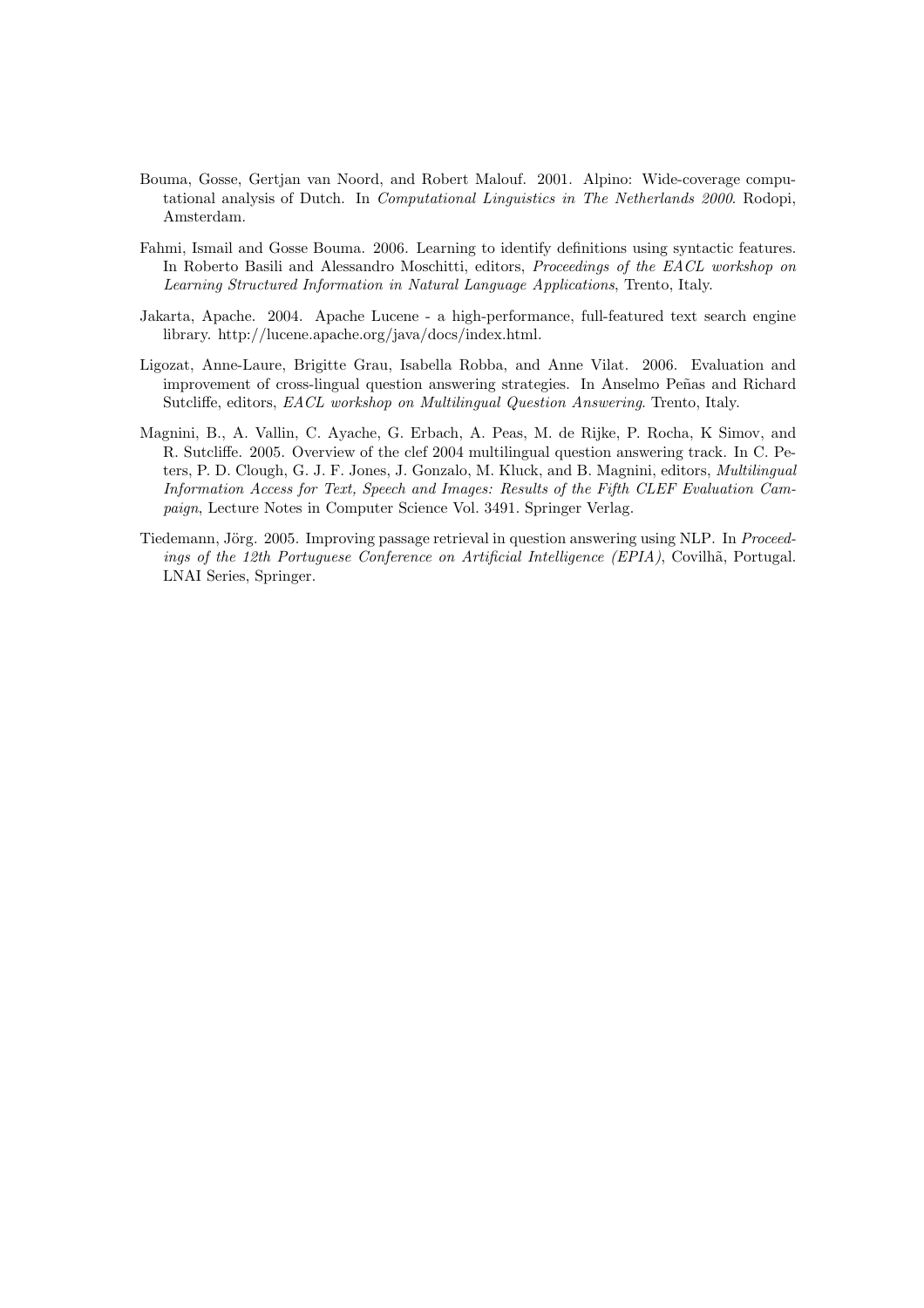Bouma, Gosse, Gertjan van Noord, and Robert Malouf. 2001. Alpino: Wide-coverage computational analysis of Dutch. In *Computational Linguistics in The Netherlands 2000*. Rodopi, Amsterdam.

Fahmi, Ismail and Gosse Bouma. 2006. Learning to identify definitions using syntactic features. In Roberto Basili and Alessandro Moschitti, editors, *Proceedings of the EACL workshop on Learning Structured Information in Natural Language Applications*, Trento, Italy.

Jakarta, Apache. 2004. Apache Lucene - a high-performance, full-featured text search engine library. http://lucene.apache.org/java/docs/index.html.

Ligozat, Anne-Laure, Brigitte Grau, Isabella Robba, and Anne Vilat. 2006. Evaluation and improvement of cross-lingual question answering strategies. In Anselmo Peñas and Richard Sutcliffe, editors, *EACL workshop on Multilingual Question Answering*. Trento, Italy.

Magnini, B., A. Vallin, C. Ayache, G. Erbach, A. Peas, M. de Rijke, P. Rocha, K Simov, and R. Sutcliffe. 2005. Overview of the clef 2004 multilingual question answering track. In C. Peters, P. D. Clough, G. J. F. Jones, J. Gonzalo, M. Kluck, and B. Magnini, editors, *Multilingual Information Access for Text, Speech and Images: Results of the Fifth CLEF Evaluation Campaign*, Lecture Notes in Computer Science Vol. 3491. Springer Verlag.

Tiedemann, Jörg. 2005. Improving passage retrieval in question answering using NLP. In *Proceedings of the 12th Portuguese Conference on Artificial Intelligence (EPIA)*, Covilhã, Portugal. LNAI Series, Springer.